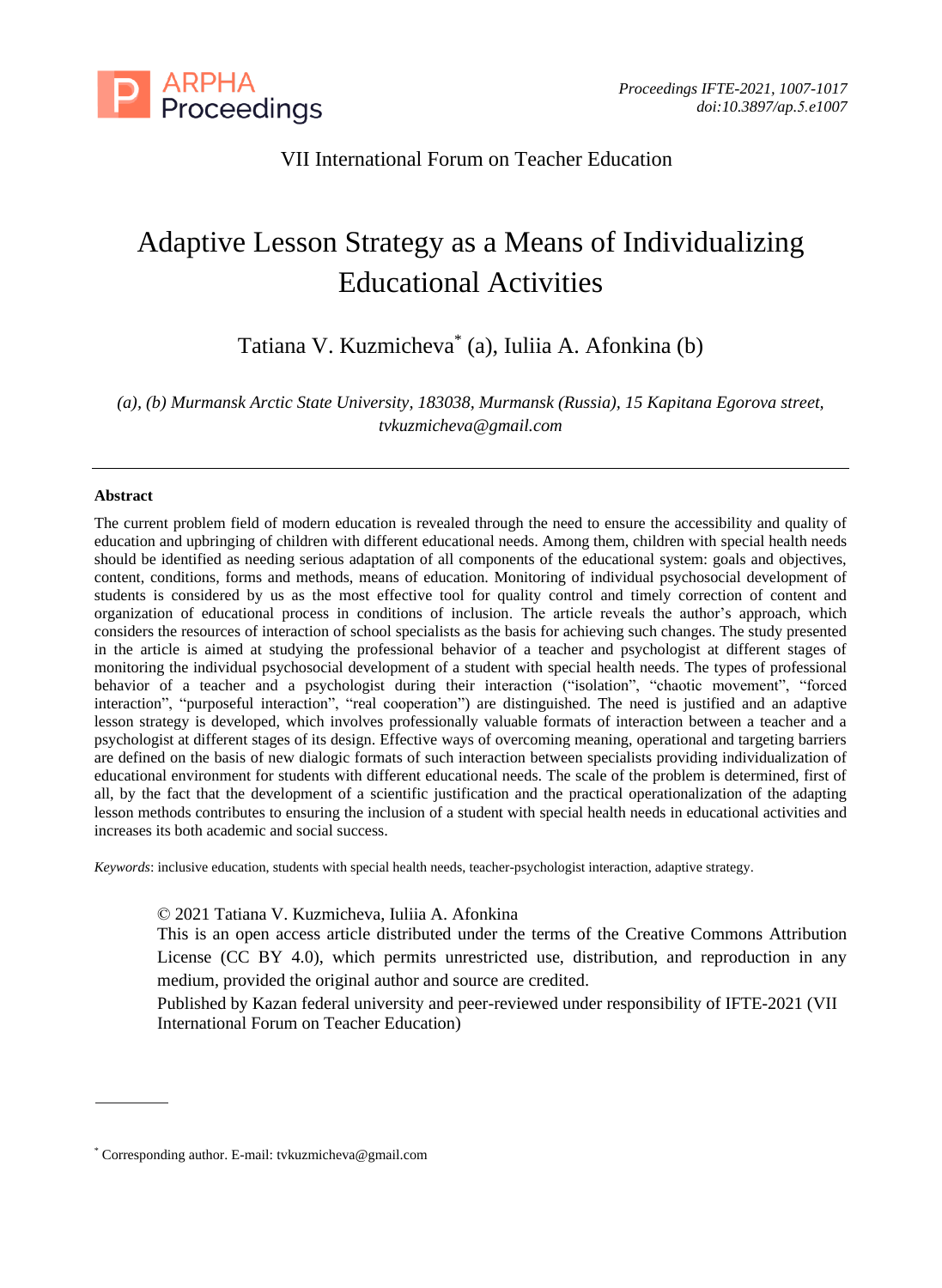VII International Forum on Teacher Education

# Adaptive Lesson Strategy as a Means of Individualizing Educational Activities

Tatiana V. Kuzmicheva* (a), Iuliia A. Afonkina (b)

*(a), (b) Murmansk Arctic State University, 183038, Murmansk (Russia), 15 Kapitana Egorova street, tvkuzmicheva@gmail.com*

---

**Abstract**

The current problem field of modern education is revealed through the need to ensure the accessibility and quality of education and upbringing of children with different educational needs. Among them, children with special health needs should be identified as needing serious adaptation of all components of the educational system: goals and objectives, content, conditions, forms and methods, means of education. Monitoring of individual psychosocial development of students is considered by us as the most effective tool for quality control and timely correction of content and organization of educational process in conditions of inclusion. The article reveals the author's approach, which considers the resources of interaction of school specialists as the basis for achieving such changes. The study presented in the article is aimed at studying the professional behavior of a teacher and psychologist at different stages of monitoring the individual psychosocial development of a student with special health needs. The types of professional behavior of a teacher and a psychologist during their interaction ("isolation", "chaotic movement", "forced interaction", "purposeful interaction", "real cooperation") are distinguished. The need is justified and an adaptive lesson strategy is developed, which involves professionally valuable formats of interaction between a teacher and a psychologist at different stages of its design. Effective ways of overcoming meaning, operational and targeting barriers are defined on the basis of new dialogic formats of such interaction between specialists providing individualization of educational environment for students with different educational needs. The scale of the problem is determined, first of all, by the fact that the development of a scientific justification and the practical operationalization of the adapting lesson methods contributes to ensuring the inclusion of a student with special health needs in educational activities and increases its both academic and social success.

*Keywords*: inclusive education, students with special health needs, teacher-psychologist interaction, adaptive strategy.

© 2021 Tatiana V. Kuzmicheva, Iuliia A. Afonkina
This is an open access article distributed under the terms of the Creative Commons Attribution License (CC BY 4.0), which permits unrestricted use, distribution, and reproduction in any medium, provided the original author and source are credited.
Published by Kazan federal university and peer-reviewed under responsibility of IFTE-2021 (VII International Forum on Teacher Education)

---

* Corresponding author. E-mail: tvkuzmicheva@gmail.com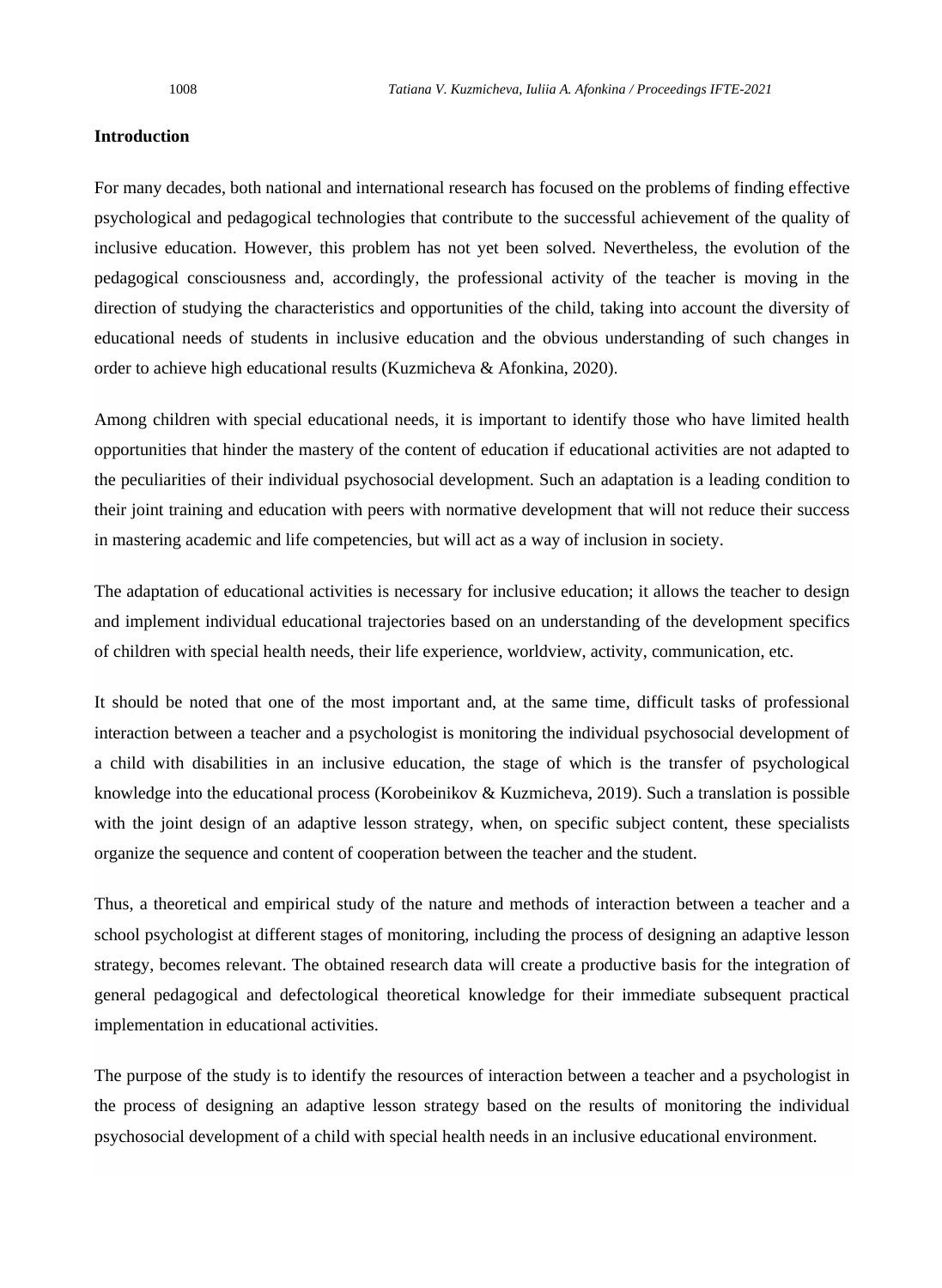**Introduction**

For many decades, both national and international research has focused on the problems of finding effective psychological and pedagogical technologies that contribute to the successful achievement of the quality of inclusive education. However, this problem has not yet been solved. Nevertheless, the evolution of the pedagogical consciousness and, accordingly, the professional activity of the teacher is moving in the direction of studying the characteristics and opportunities of the child, taking into account the diversity of educational needs of students in inclusive education and the obvious understanding of such changes in order to achieve high educational results (Kuzmicheva & Afonkina, 2020).

Among children with special educational needs, it is important to identify those who have limited health opportunities that hinder the mastery of the content of education if educational activities are not adapted to the peculiarities of their individual psychosocial development. Such an adaptation is a leading condition to their joint training and education with peers with normative development that will not reduce their success in mastering academic and life competencies, but will act as a way of inclusion in society.

The adaptation of educational activities is necessary for inclusive education; it allows the teacher to design and implement individual educational trajectories based on an understanding of the development specifics of children with special health needs, their life experience, worldview, activity, communication, etc.

It should be noted that one of the most important and, at the same time, difficult tasks of professional interaction between a teacher and a psychologist is monitoring the individual psychosocial development of a child with disabilities in an inclusive education, the stage of which is the transfer of psychological knowledge into the educational process (Korobeinikov & Kuzmicheva, 2019). Such a translation is possible with the joint design of an adaptive lesson strategy, when, on specific subject content, these specialists organize the sequence and content of cooperation between the teacher and the student.

Thus, a theoretical and empirical study of the nature and methods of interaction between a teacher and a school psychologist at different stages of monitoring, including the process of designing an adaptive lesson strategy, becomes relevant. The obtained research data will create a productive basis for the integration of general pedagogical and defectological theoretical knowledge for their immediate subsequent practical implementation in educational activities.

The purpose of the study is to identify the resources of interaction between a teacher and a psychologist in the process of designing an adaptive lesson strategy based on the results of monitoring the individual psychosocial development of a child with special health needs in an inclusive educational environment.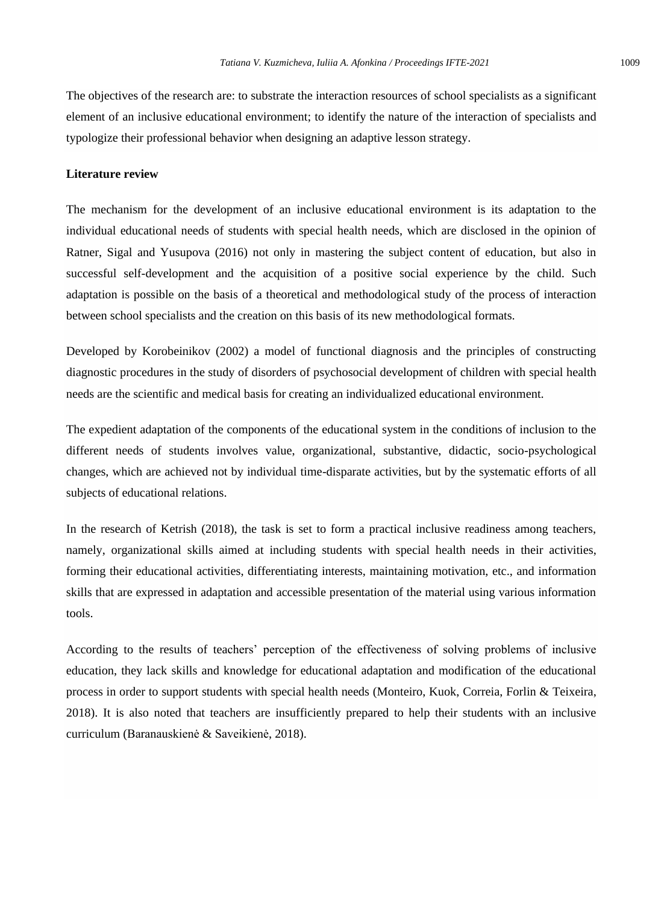The objectives of the research are: to substrate the interaction resources of school specialists as a significant element of an inclusive educational environment; to identify the nature of the interaction of specialists and typologize their professional behavior when designing an adaptive lesson strategy.

**Literature review**

The mechanism for the development of an inclusive educational environment is its adaptation to the individual educational needs of students with special health needs, which are disclosed in the opinion of Ratner, Sigal and Yusupova (2016) not only in mastering the subject content of education, but also in successful self-development and the acquisition of a positive social experience by the child. Such adaptation is possible on the basis of a theoretical and methodological study of the process of interaction between school specialists and the creation on this basis of its new methodological formats.

Developed by Korobeinikov (2002) a model of functional diagnosis and the principles of constructing diagnostic procedures in the study of disorders of psychosocial development of children with special health needs are the scientific and medical basis for creating an individualized educational environment.

The expedient adaptation of the components of the educational system in the conditions of inclusion to the different needs of students involves value, organizational, substantive, didactic, socio-psychological changes, which are achieved not by individual time-disparate activities, but by the systematic efforts of all subjects of educational relations.

In the research of Ketrish (2018), the task is set to form a practical inclusive readiness among teachers, namely, organizational skills aimed at including students with special health needs in their activities, forming their educational activities, differentiating interests, maintaining motivation, etc., and information skills that are expressed in adaptation and accessible presentation of the material using various information tools.

According to the results of teachers' perception of the effectiveness of solving problems of inclusive education, they lack skills and knowledge for educational adaptation and modification of the educational process in order to support students with special health needs (Monteiro, Kuok, Correia, Forlin & Teixeira, 2018). It is also noted that teachers are insufficiently prepared to help their students with an inclusive curriculum (Baranauskienė & Saveikienė, 2018).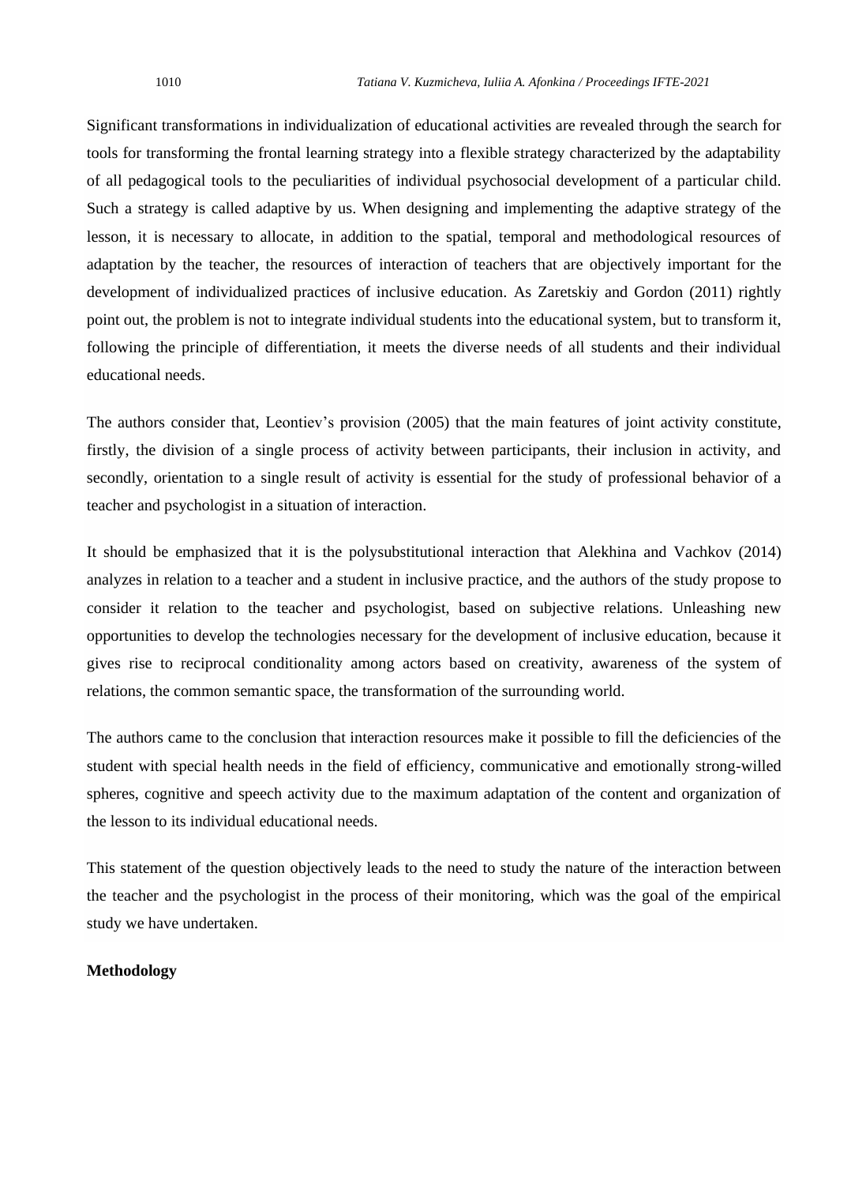Significant transformations in individualization of educational activities are revealed through the search for tools for transforming the frontal learning strategy into a flexible strategy characterized by the adaptability of all pedagogical tools to the peculiarities of individual psychosocial development of a particular child. Such a strategy is called adaptive by us. When designing and implementing the adaptive strategy of the lesson, it is necessary to allocate, in addition to the spatial, temporal and methodological resources of adaptation by the teacher, the resources of interaction of teachers that are objectively important for the development of individualized practices of inclusive education. As Zaretskiy and Gordon (2011) rightly point out, the problem is not to integrate individual students into the educational system, but to transform it, following the principle of differentiation, it meets the diverse needs of all students and their individual educational needs.

The authors consider that, Leontiev's provision (2005) that the main features of joint activity constitute, firstly, the division of a single process of activity between participants, their inclusion in activity, and secondly, orientation to a single result of activity is essential for the study of professional behavior of a teacher and psychologist in a situation of interaction.

It should be emphasized that it is the polysubstitutional interaction that Alekhina and Vachkov (2014) analyzes in relation to a teacher and a student in inclusive practice, and the authors of the study propose to consider it relation to the teacher and psychologist, based on subjective relations. Unleashing new opportunities to develop the technologies necessary for the development of inclusive education, because it gives rise to reciprocal conditionality among actors based on creativity, awareness of the system of relations, the common semantic space, the transformation of the surrounding world.

The authors came to the conclusion that interaction resources make it possible to fill the deficiencies of the student with special health needs in the field of efficiency, communicative and emotionally strong-willed spheres, cognitive and speech activity due to the maximum adaptation of the content and organization of the lesson to its individual educational needs.

This statement of the question objectively leads to the need to study the nature of the interaction between the teacher and the psychologist in the process of their monitoring, which was the goal of the empirical study we have undertaken.

**Methodology**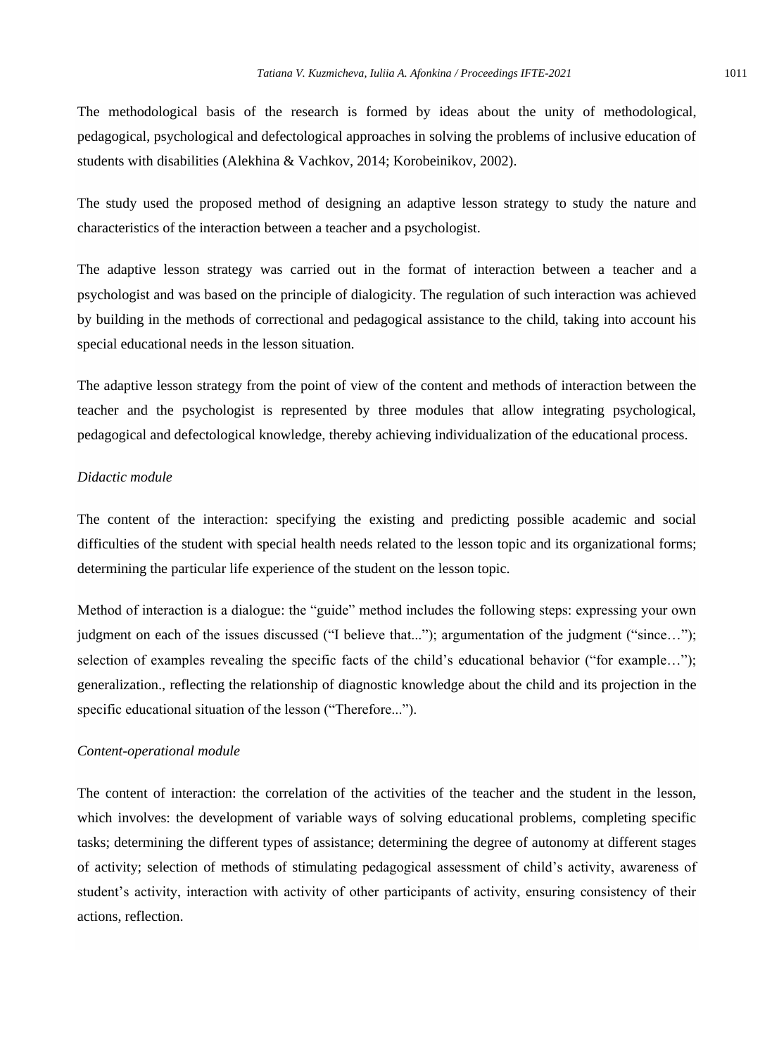The methodological basis of the research is formed by ideas about the unity of methodological, pedagogical, psychological and defectological approaches in solving the problems of inclusive education of students with disabilities (Alekhina & Vachkov, 2014; Korobeinikov, 2002).

The study used the proposed method of designing an adaptive lesson strategy to study the nature and characteristics of the interaction between a teacher and a psychologist.

The adaptive lesson strategy was carried out in the format of interaction between a teacher and a psychologist and was based on the principle of dialogicity. The regulation of such interaction was achieved by building in the methods of correctional and pedagogical assistance to the child, taking into account his special educational needs in the lesson situation.

The adaptive lesson strategy from the point of view of the content and methods of interaction between the teacher and the psychologist is represented by three modules that allow integrating psychological, pedagogical and defectological knowledge, thereby achieving individualization of the educational process.

*Didactic module*

The content of the interaction: specifying the existing and predicting possible academic and social difficulties of the student with special health needs related to the lesson topic and its organizational forms; determining the particular life experience of the student on the lesson topic.

Method of interaction is a dialogue: the "guide" method includes the following steps: expressing your own judgment on each of the issues discussed ("I believe that..."); argumentation of the judgment ("since…"); selection of examples revealing the specific facts of the child's educational behavior ("for example…"); generalization., reflecting the relationship of diagnostic knowledge about the child and its projection in the specific educational situation of the lesson ("Therefore...").

*Content-operational module*

The content of interaction: the correlation of the activities of the teacher and the student in the lesson, which involves: the development of variable ways of solving educational problems, completing specific tasks; determining the different types of assistance; determining the degree of autonomy at different stages of activity; selection of methods of stimulating pedagogical assessment of child's activity, awareness of student's activity, interaction with activity of other participants of activity, ensuring consistency of their actions, reflection.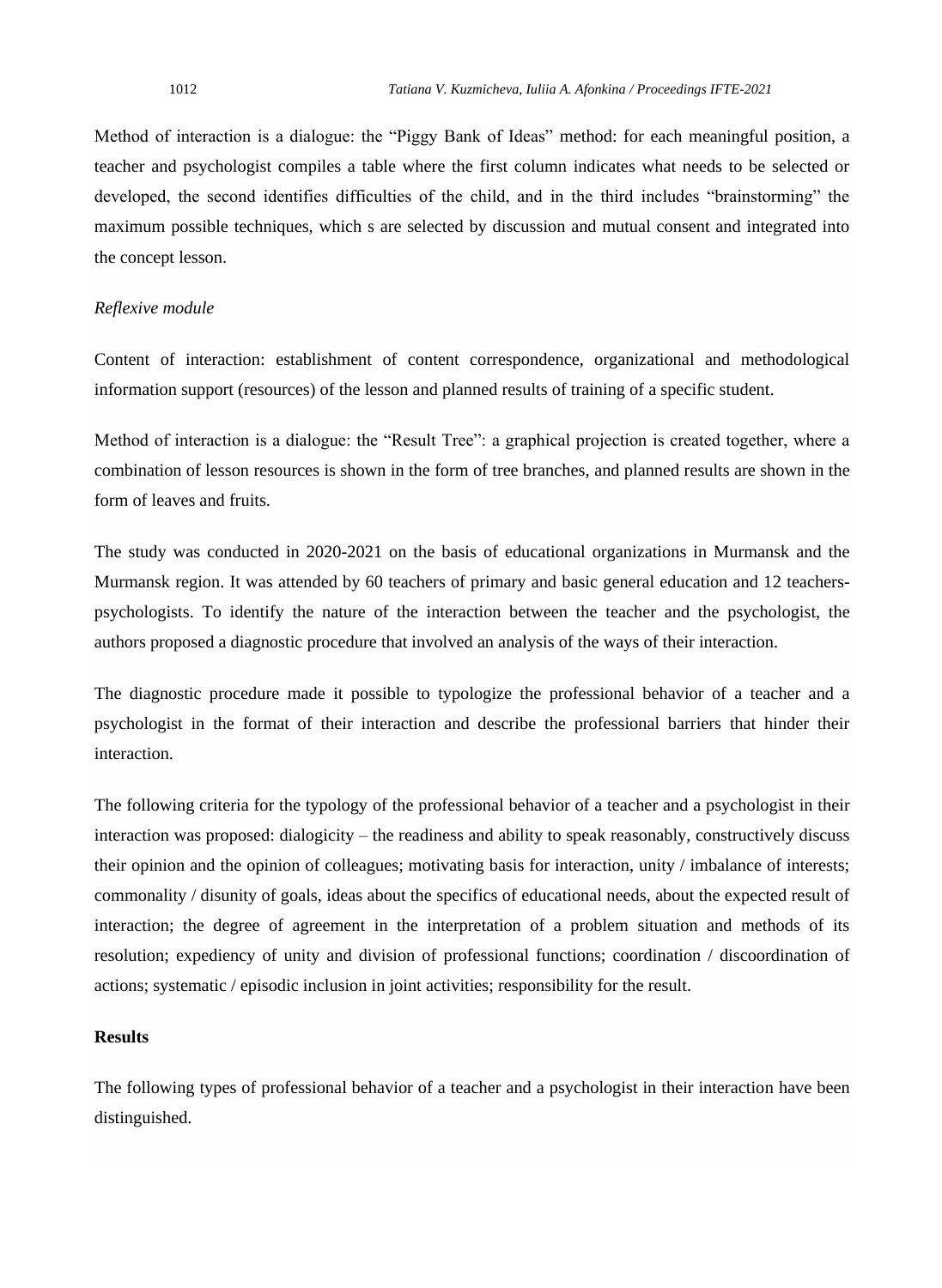Method of interaction is a dialogue: the "Piggy Bank of Ideas" method: for each meaningful position, a teacher and psychologist compiles a table where the first column indicates what needs to be selected or developed, the second identifies difficulties of the child, and in the third includes "brainstorming" the maximum possible techniques, which s are selected by discussion and mutual consent and integrated into the concept lesson.

*Reflexive module*

Content of interaction: establishment of content correspondence, organizational and methodological information support (resources) of the lesson and planned results of training of a specific student.

Method of interaction is a dialogue: the "Result Tree": a graphical projection is created together, where a combination of lesson resources is shown in the form of tree branches, and planned results are shown in the form of leaves and fruits.

The study was conducted in 2020-2021 on the basis of educational organizations in Murmansk and the Murmansk region. It was attended by 60 teachers of primary and basic general education and 12 teachers-psychologists. To identify the nature of the interaction between the teacher and the psychologist, the authors proposed a diagnostic procedure that involved an analysis of the ways of their interaction.

The diagnostic procedure made it possible to typologize the professional behavior of a teacher and a psychologist in the format of their interaction and describe the professional barriers that hinder their interaction.

The following criteria for the typology of the professional behavior of a teacher and a psychologist in their interaction was proposed: dialogicity – the readiness and ability to speak reasonably, constructively discuss their opinion and the opinion of colleagues; motivating basis for interaction, unity / imbalance of interests; commonality / disunity of goals, ideas about the specifics of educational needs, about the expected result of interaction; the degree of agreement in the interpretation of a problem situation and methods of its resolution; expediency of unity and division of professional functions; coordination / discoordination of actions; systematic / episodic inclusion in joint activities; responsibility for the result.

**Results**

The following types of professional behavior of a teacher and a psychologist in their interaction have been distinguished.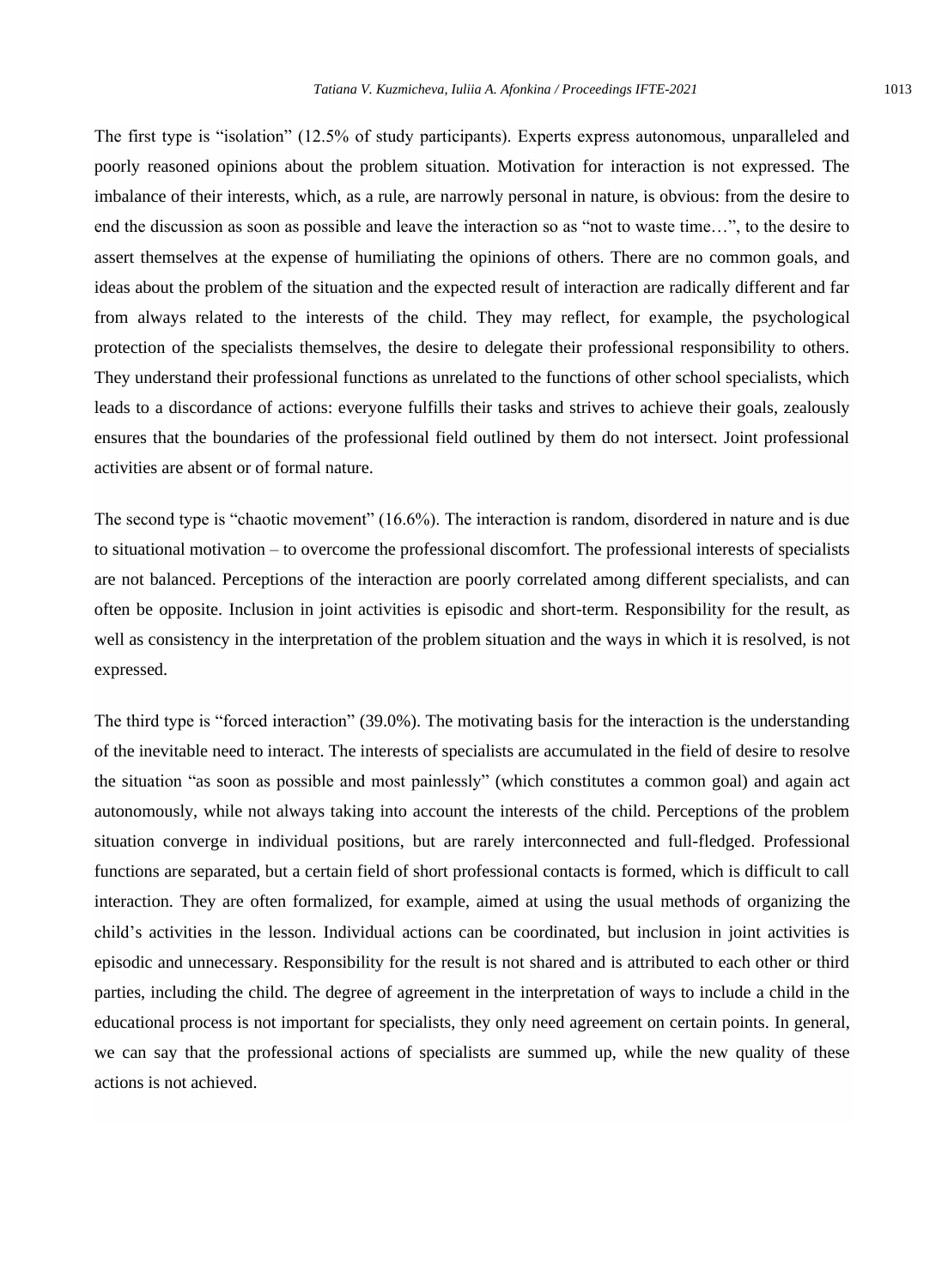The first type is "isolation" (12.5% of study participants). Experts express autonomous, unparalleled and poorly reasoned opinions about the problem situation. Motivation for interaction is not expressed. The imbalance of their interests, which, as a rule, are narrowly personal in nature, is obvious: from the desire to end the discussion as soon as possible and leave the interaction so as "not to waste time…", to the desire to assert themselves at the expense of humiliating the opinions of others. There are no common goals, and ideas about the problem of the situation and the expected result of interaction are radically different and far from always related to the interests of the child. They may reflect, for example, the psychological protection of the specialists themselves, the desire to delegate their professional responsibility to others. They understand their professional functions as unrelated to the functions of other school specialists, which leads to a discordance of actions: everyone fulfills their tasks and strives to achieve their goals, zealously ensures that the boundaries of the professional field outlined by them do not intersect. Joint professional activities are absent or of formal nature.

The second type is "chaotic movement" (16.6%). The interaction is random, disordered in nature and is due to situational motivation – to overcome the professional discomfort. The professional interests of specialists are not balanced. Perceptions of the interaction are poorly correlated among different specialists, and can often be opposite. Inclusion in joint activities is episodic and short-term. Responsibility for the result, as well as consistency in the interpretation of the problem situation and the ways in which it is resolved, is not expressed.

The third type is "forced interaction" (39.0%). The motivating basis for the interaction is the understanding of the inevitable need to interact. The interests of specialists are accumulated in the field of desire to resolve the situation "as soon as possible and most painlessly" (which constitutes a common goal) and again act autonomously, while not always taking into account the interests of the child. Perceptions of the problem situation converge in individual positions, but are rarely interconnected and full-fledged. Professional functions are separated, but a certain field of short professional contacts is formed, which is difficult to call interaction. They are often formalized, for example, aimed at using the usual methods of organizing the child's activities in the lesson. Individual actions can be coordinated, but inclusion in joint activities is episodic and unnecessary. Responsibility for the result is not shared and is attributed to each other or third parties, including the child. The degree of agreement in the interpretation of ways to include a child in the educational process is not important for specialists, they only need agreement on certain points. In general, we can say that the professional actions of specialists are summed up, while the new quality of these actions is not achieved.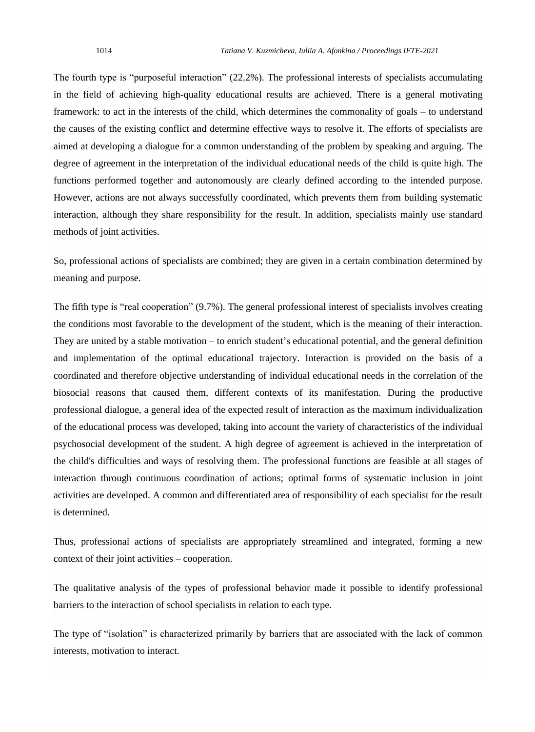The fourth type is "purposeful interaction" (22.2%). The professional interests of specialists accumulating in the field of achieving high-quality educational results are achieved. There is a general motivating framework: to act in the interests of the child, which determines the commonality of goals – to understand the causes of the existing conflict and determine effective ways to resolve it. The efforts of specialists are aimed at developing a dialogue for a common understanding of the problem by speaking and arguing. The degree of agreement in the interpretation of the individual educational needs of the child is quite high. The functions performed together and autonomously are clearly defined according to the intended purpose. However, actions are not always successfully coordinated, which prevents them from building systematic interaction, although they share responsibility for the result. In addition, specialists mainly use standard methods of joint activities.

So, professional actions of specialists are combined; they are given in a certain combination determined by meaning and purpose.

The fifth type is "real cooperation" (9.7%). The general professional interest of specialists involves creating the conditions most favorable to the development of the student, which is the meaning of their interaction. They are united by a stable motivation – to enrich student's educational potential, and the general definition and implementation of the optimal educational trajectory. Interaction is provided on the basis of a coordinated and therefore objective understanding of individual educational needs in the correlation of the biosocial reasons that caused them, different contexts of its manifestation. During the productive professional dialogue, a general idea of the expected result of interaction as the maximum individualization of the educational process was developed, taking into account the variety of characteristics of the individual psychosocial development of the student. A high degree of agreement is achieved in the interpretation of the child's difficulties and ways of resolving them. The professional functions are feasible at all stages of interaction through continuous coordination of actions; optimal forms of systematic inclusion in joint activities are developed. A common and differentiated area of responsibility of each specialist for the result is determined.

Thus, professional actions of specialists are appropriately streamlined and integrated, forming a new context of their joint activities – cooperation.

The qualitative analysis of the types of professional behavior made it possible to identify professional barriers to the interaction of school specialists in relation to each type.

The type of "isolation" is characterized primarily by barriers that are associated with the lack of common interests, motivation to interact.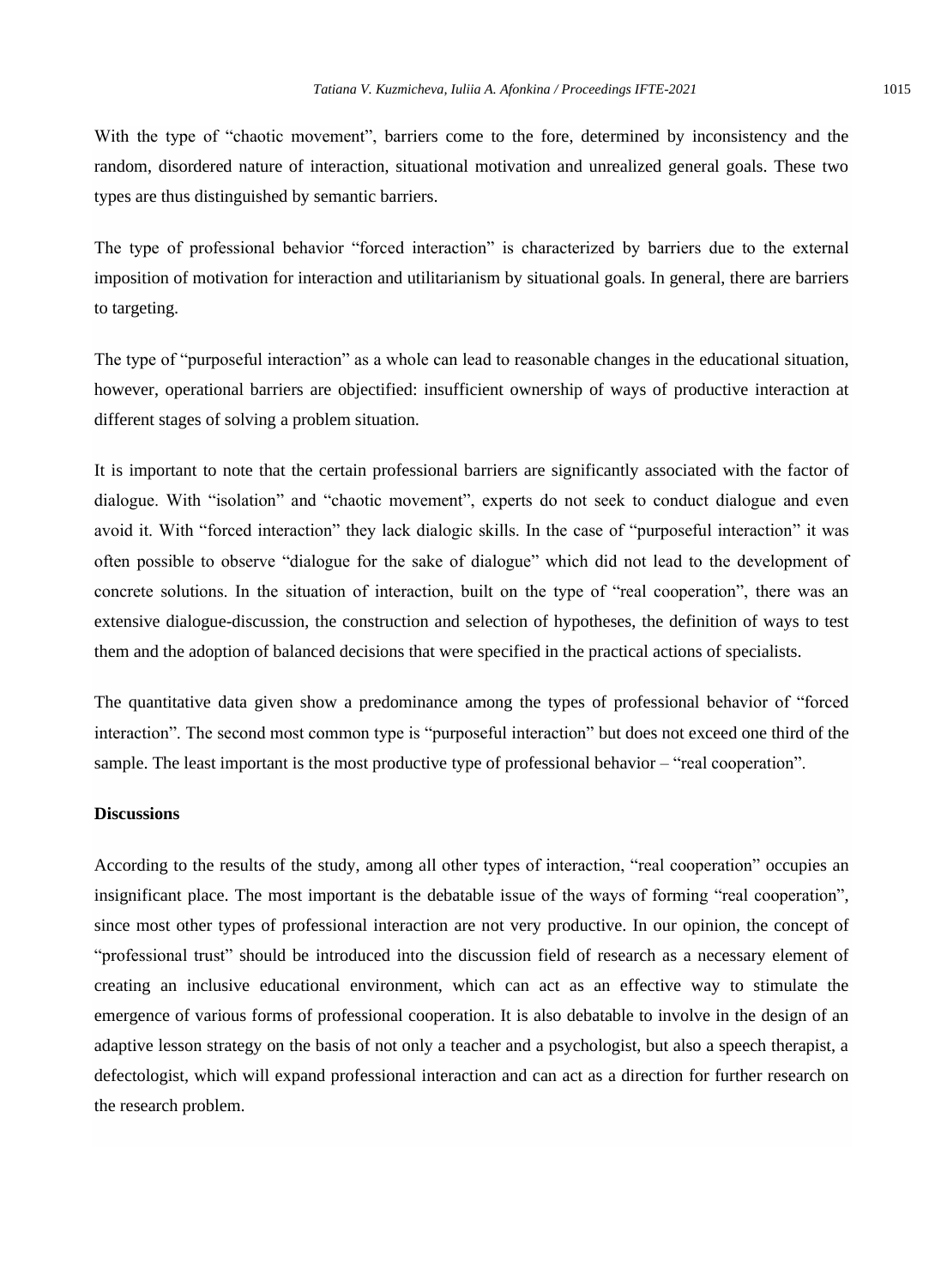With the type of “chaotic movement”, barriers come to the fore, determined by inconsistency and the random, disordered nature of interaction, situational motivation and unrealized general goals. These two types are thus distinguished by semantic barriers.

The type of professional behavior “forced interaction” is characterized by barriers due to the external imposition of motivation for interaction and utilitarianism by situational goals. In general, there are barriers to targeting.

The type of “purposeful interaction” as a whole can lead to reasonable changes in the educational situation, however, operational barriers are objectified: insufficient ownership of ways of productive interaction at different stages of solving a problem situation.

It is important to note that the certain professional barriers are significantly associated with the factor of dialogue. With “isolation” and “chaotic movement”, experts do not seek to conduct dialogue and even avoid it. With “forced interaction” they lack dialogic skills. In the case of “purposeful interaction” it was often possible to observe “dialogue for the sake of dialogue” which did not lead to the development of concrete solutions. In the situation of interaction, built on the type of “real cooperation”, there was an extensive dialogue-discussion, the construction and selection of hypotheses, the definition of ways to test them and the adoption of balanced decisions that were specified in the practical actions of specialists.

The quantitative data given show a predominance among the types of professional behavior of “forced interaction”. The second most common type is “purposeful interaction” but does not exceed one third of the sample. The least important is the most productive type of professional behavior – “real cooperation”.

**Discussions**

According to the results of the study, among all other types of interaction, “real cooperation” occupies an insignificant place. The most important is the debatable issue of the ways of forming “real cooperation”, since most other types of professional interaction are not very productive. In our opinion, the concept of “professional trust” should be introduced into the discussion field of research as a necessary element of creating an inclusive educational environment, which can act as an effective way to stimulate the emergence of various forms of professional cooperation. It is also debatable to involve in the design of an adaptive lesson strategy on the basis of not only a teacher and a psychologist, but also a speech therapist, a defectologist, which will expand professional interaction and can act as a direction for further research on the research problem.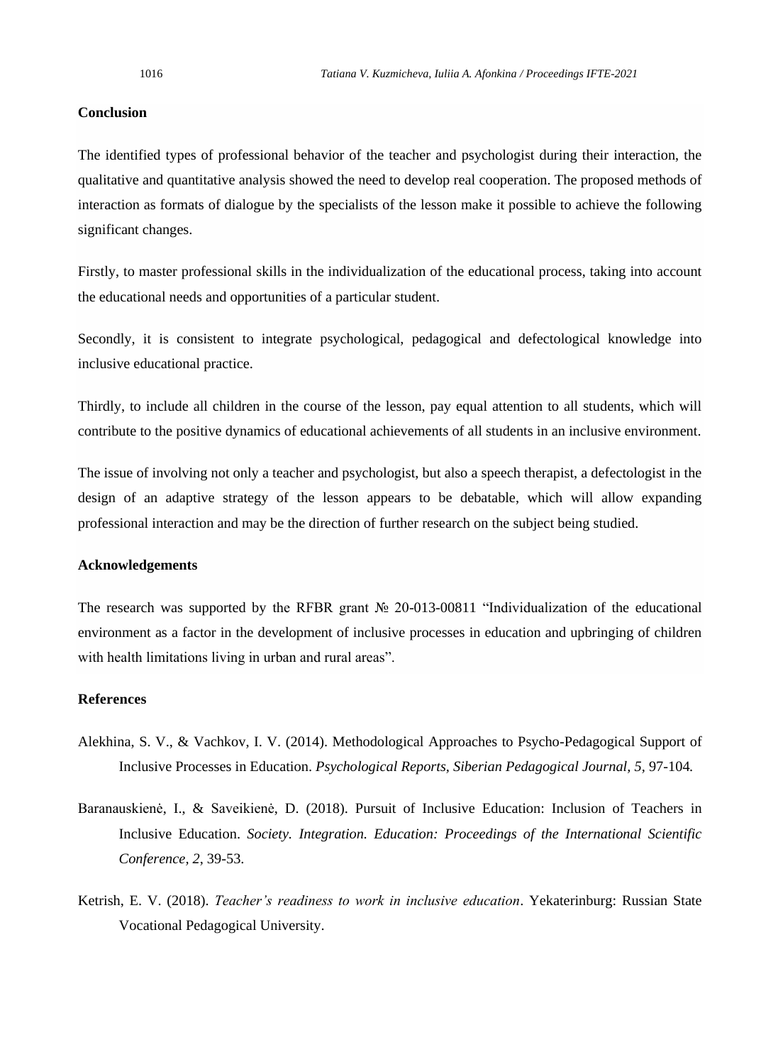## Conclusion

The identified types of professional behavior of the teacher and psychologist during their interaction, the qualitative and quantitative analysis showed the need to develop real cooperation. The proposed methods of interaction as formats of dialogue by the specialists of the lesson make it possible to achieve the following significant changes.

Firstly, to master professional skills in the individualization of the educational process, taking into account the educational needs and opportunities of a particular student.

Secondly, it is consistent to integrate psychological, pedagogical and defectological knowledge into inclusive educational practice.

Thirdly, to include all children in the course of the lesson, pay equal attention to all students, which will contribute to the positive dynamics of educational achievements of all students in an inclusive environment.

The issue of involving not only a teacher and psychologist, but also a speech therapist, a defectologist in the design of an adaptive strategy of the lesson appears to be debatable, which will allow expanding professional interaction and may be the direction of further research on the subject being studied.

## Acknowledgements

The research was supported by the RFBR grant № 20-013-00811 "Individualization of the educational environment as a factor in the development of inclusive processes in education and upbringing of children with health limitations living in urban and rural areas".

## References

Alekhina, S. V., & Vachkov, I. V. (2014). Methodological Approaches to Psycho-Pedagogical Support of Inclusive Processes in Education. *Psychological Reports, Siberian Pedagogical Journal, 5*, 97-104.

Baranauskienė, I., & Saveikienė, D. (2018). Pursuit of Inclusive Education: Inclusion of Teachers in Inclusive Education. *Society. Integration. Education: Proceedings of the International Scientific Conference, 2*, 39-53.

Ketrish, E. V. (2018). *Teacher's readiness to work in inclusive education*. Yekaterinburg: Russian State Vocational Pedagogical University.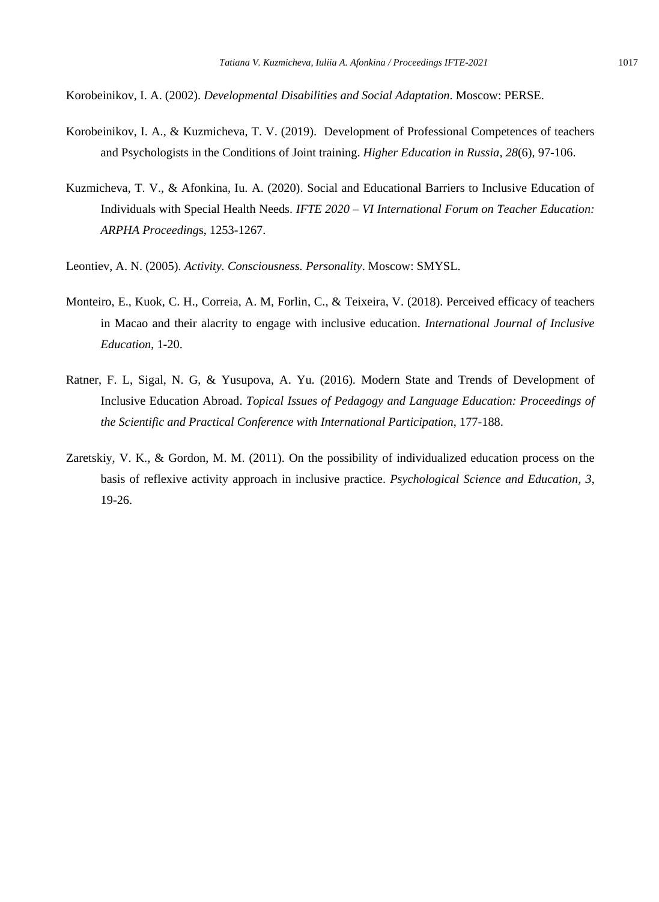Korobeinikov, I. A. (2002). *Developmental Disabilities and Social Adaptation*. Moscow: PERSE.

Korobeinikov, I. A., & Kuzmicheva, T. V. (2019). Development of Professional Competences of teachers and Psychologists in the Conditions of Joint training. *Higher Education in Russia, 28*(6), 97-106.

Kuzmicheva, T. V., & Afonkina, Iu. A. (2020). Social and Educational Barriers to Inclusive Education of Individuals with Special Health Needs. *IFTE 2020 – VI International Forum on Teacher Education: ARPHA Proceeding*s, 1253-1267.

Leontiev, A. N. (2005). *Activity. Consciousness. Personality*. Moscow: SMYSL.

Monteiro, E., Kuok, C. H., Correia, A. M, Forlin, C., & Teixeira, V. (2018). Perceived efficacy of teachers in Macao and their alacrity to engage with inclusive education. *International Journal of Inclusive Education*, 1-20.

Ratner, F. L, Sigal, N. G, & Yusupova, A. Yu. (2016). Modern State and Trends of Development of Inclusive Education Abroad. *Topical Issues of Pedagogy and Language Education: Proceedings of the Scientific and Practical Conference with International Participation*, 177-188.

Zaretskiy, V. K., & Gordon, M. M. (2011). On the possibility of individualized education process on the basis of reflexive activity approach in inclusive practice. *Psychological Science and Education, 3*, 19-26.